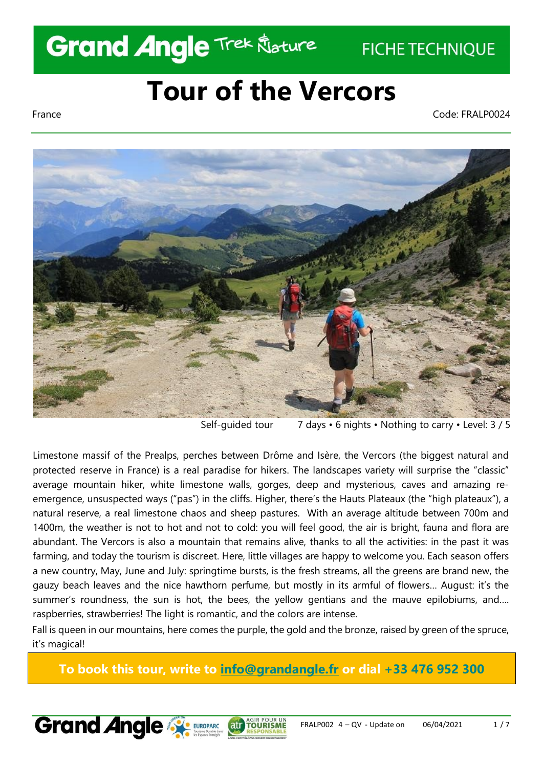Grand Angle Trek Nature — FICHE TECHNIQUE

# Tour of the Vercors

France

Code: FRALP0024

Self-guided tour   7 days • 6 nights • Nothing to carry • Level: 3 / 5

Limestone massif of the Prealps, perches between Drôme and Isère, the Vercors (the biggest natural and protected reserve in France) is a real paradise for hikers. The landscapes variety will surprise the "classic" average mountain hiker, white limestone walls, gorges, deep and mysterious, caves and amazing re-emergence, unsuspected ways ("pas") in the cliffs. Higher, there's the Hauts Plateaux (the "high plateaux"), a natural reserve, a real limestone chaos and sheep pastures. With an average altitude between 700m and 1400m, the weather is not to hot and not to cold: you will feel good, the air is bright, fauna and flora are abundant. The Vercors is also a mountain that remains alive, thanks to all the activities: in the past it was farming, and today the tourism is discreet. Here, little villages are happy to welcome you. Each season offers a new country, May, June and July: springtime bursts, is the fresh streams, all the greens are brand new, the gauzy beach leaves and the nice hawthorn perfume, but mostly in its armful of flowers… August: it's the summer's roundness, the sun is hot, the bees, the yellow gentians and the mauve epilobiums, and…. raspberries, strawberries! The light is romantic, and the colors are intense.

Fall is queen in our mountains, here comes the purple, the gold and the bronze, raised by green of the spruce, it's magical!

**To book this tour, write to info@grandangle.fr or dial +33 476 952 300**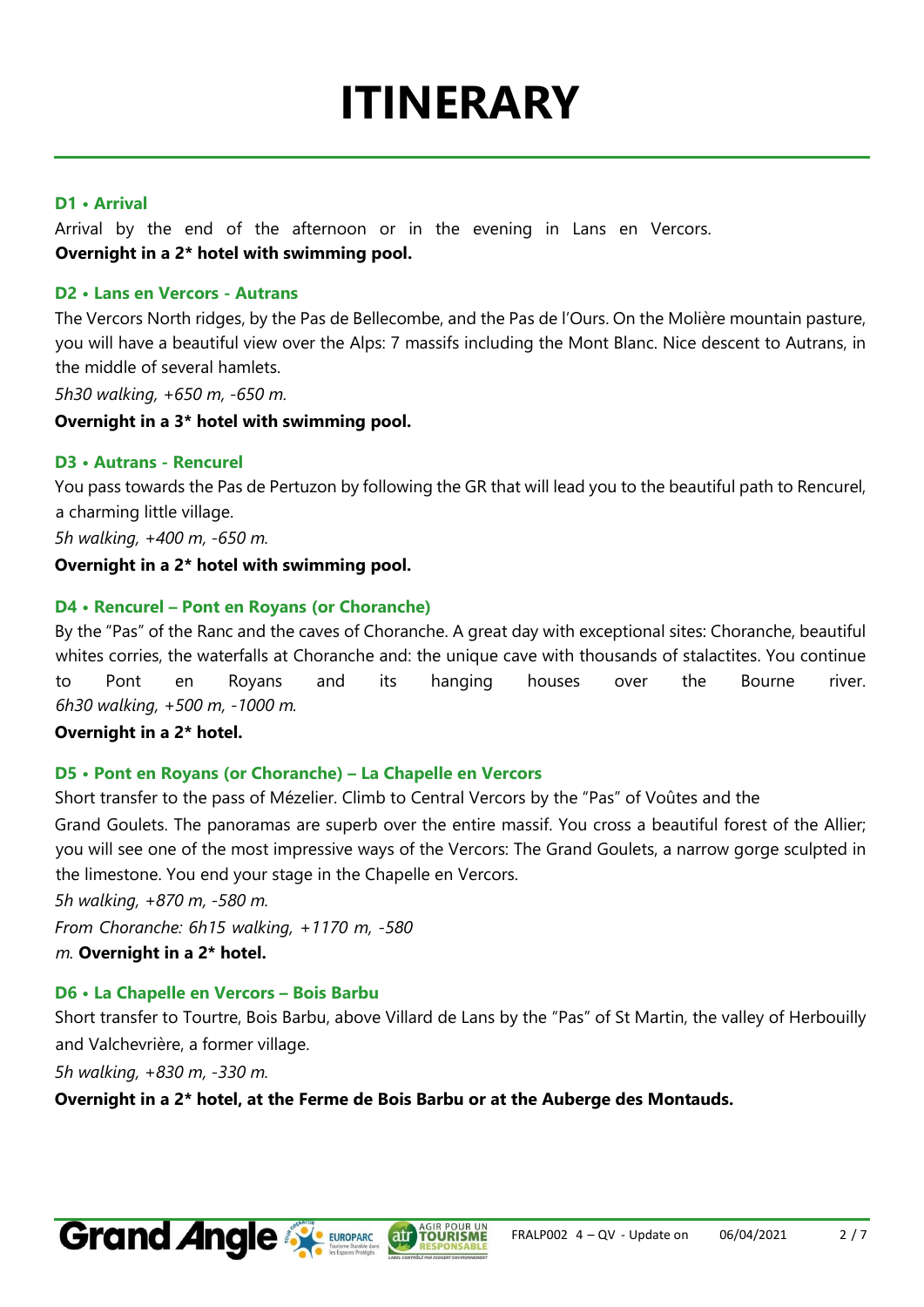# ITINERARY

### D1 • Arrival

Arrival by the end of the afternoon or in the evening in Lans en Vercors.
**Overnight in a 2* hotel with swimming pool.**

### D2 • Lans en Vercors - Autrans

The Vercors North ridges, by the Pas de Bellecombe, and the Pas de l'Ours. On the Molière mountain pasture, you will have a beautiful view over the Alps: 7 massifs including the Mont Blanc. Nice descent to Autrans, in the middle of several hamlets.

*5h30 walking, +650 m, -650 m.*

**Overnight in a 3* hotel with swimming pool.**

### D3 • Autrans - Rencurel

You pass towards the Pas de Pertuzon by following the GR that will lead you to the beautiful path to Rencurel, a charming little village.

*5h walking, +400 m, -650 m.*

**Overnight in a 2* hotel with swimming pool.**

### D4 • Rencurel – Pont en Royans (or Choranche)

By the "Pas" of the Ranc and the caves of Choranche. A great day with exceptional sites: Choranche, beautiful whites corries, the waterfalls at Choranche and: the unique cave with thousands of stalactites. You continue to Pont en Royans and its hanging houses over the Bourne river.
*6h30 walking, +500 m, -1000 m.*

**Overnight in a 2* hotel.**

### D5 • Pont en Royans (or Choranche) – La Chapelle en Vercors

Short transfer to the pass of Mézelier. Climb to Central Vercors by the "Pas" of Voûtes and the Grand Goulets. The panoramas are superb over the entire massif. You cross a beautiful forest of the Allier; you will see one of the most impressive ways of the Vercors: The Grand Goulets, a narrow gorge sculpted in the limestone. You end your stage in the Chapelle en Vercors.

*5h walking, +870 m, -580 m.*

*From Choranche: 6h15 walking, +1170 m, -580 m.* **Overnight in a 2* hotel.**

### D6 • La Chapelle en Vercors – Bois Barbu

Short transfer to Tourtre, Bois Barbu, above Villard de Lans by the "Pas" of St Martin, the valley of Herbouilly and Valchevrière, a former village.

*5h walking, +830 m, -330 m.*

**Overnight in a 2* hotel, at the Ferme de Bois Barbu or at the Auberge des Montauds.**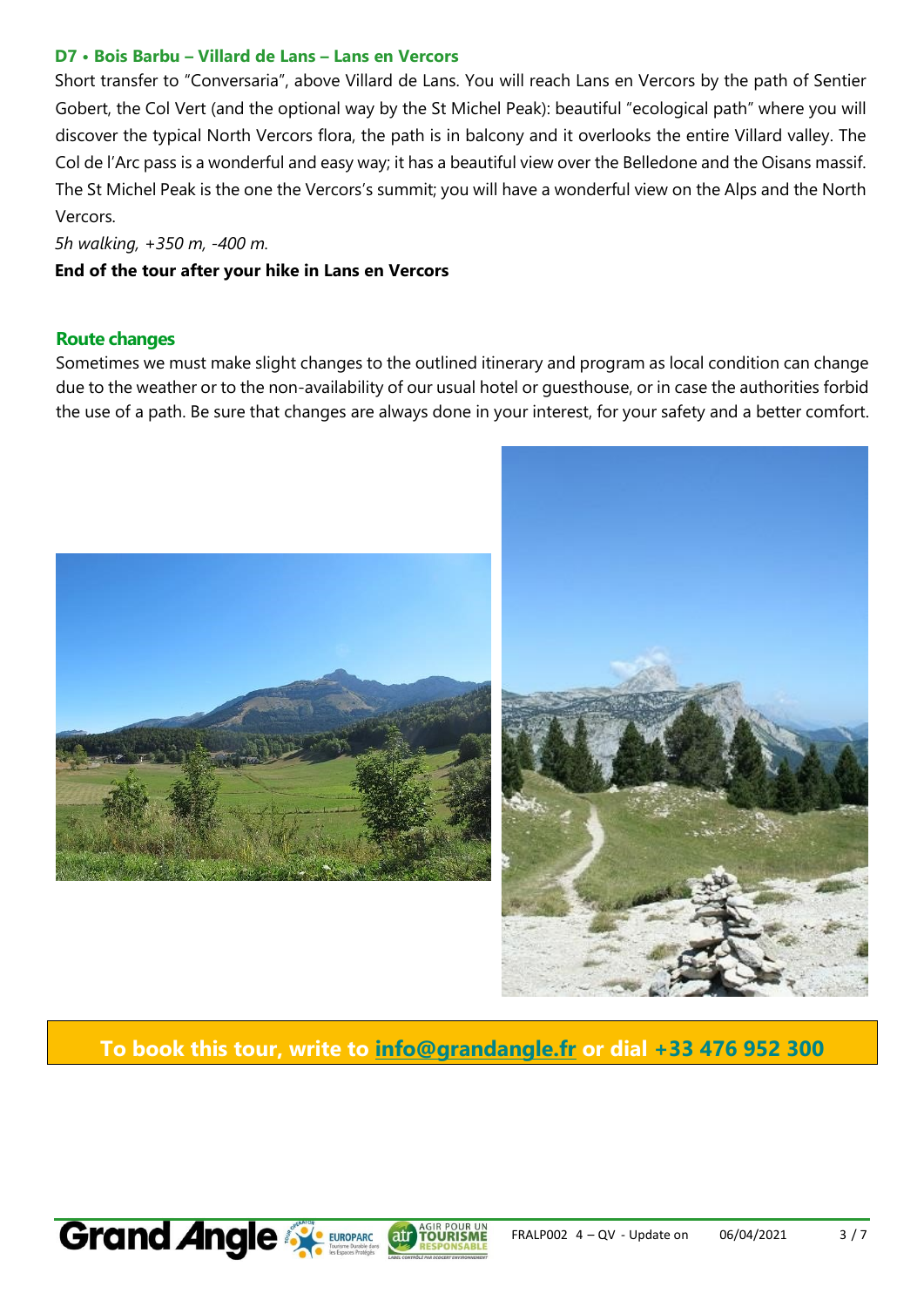### D7 • Bois Barbu – Villard de Lans – Lans en Vercors

Short transfer to "Conversaria", above Villard de Lans. You will reach Lans en Vercors by the path of Sentier Gobert, the Col Vert (and the optional way by the St Michel Peak): beautiful "ecological path" where you will discover the typical North Vercors flora, the path is in balcony and it overlooks the entire Villard valley. The Col de l'Arc pass is a wonderful and easy way; it has a beautiful view over the Belledone and the Oisans massif. The St Michel Peak is the one the Vercors's summit; you will have a wonderful view on the Alps and the North Vercors.

*5h walking, +350 m, -400 m.*

**End of the tour after your hike in Lans en Vercors**

### Route changes

Sometimes we must make slight changes to the outlined itinerary and program as local condition can change due to the weather or to the non-availability of our usual hotel or guesthouse, or in case the authorities forbid the use of a path. Be sure that changes are always done in your interest, for your safety and a better comfort.

**To book this tour, write to info@grandangle.fr or dial +33 476 952 300**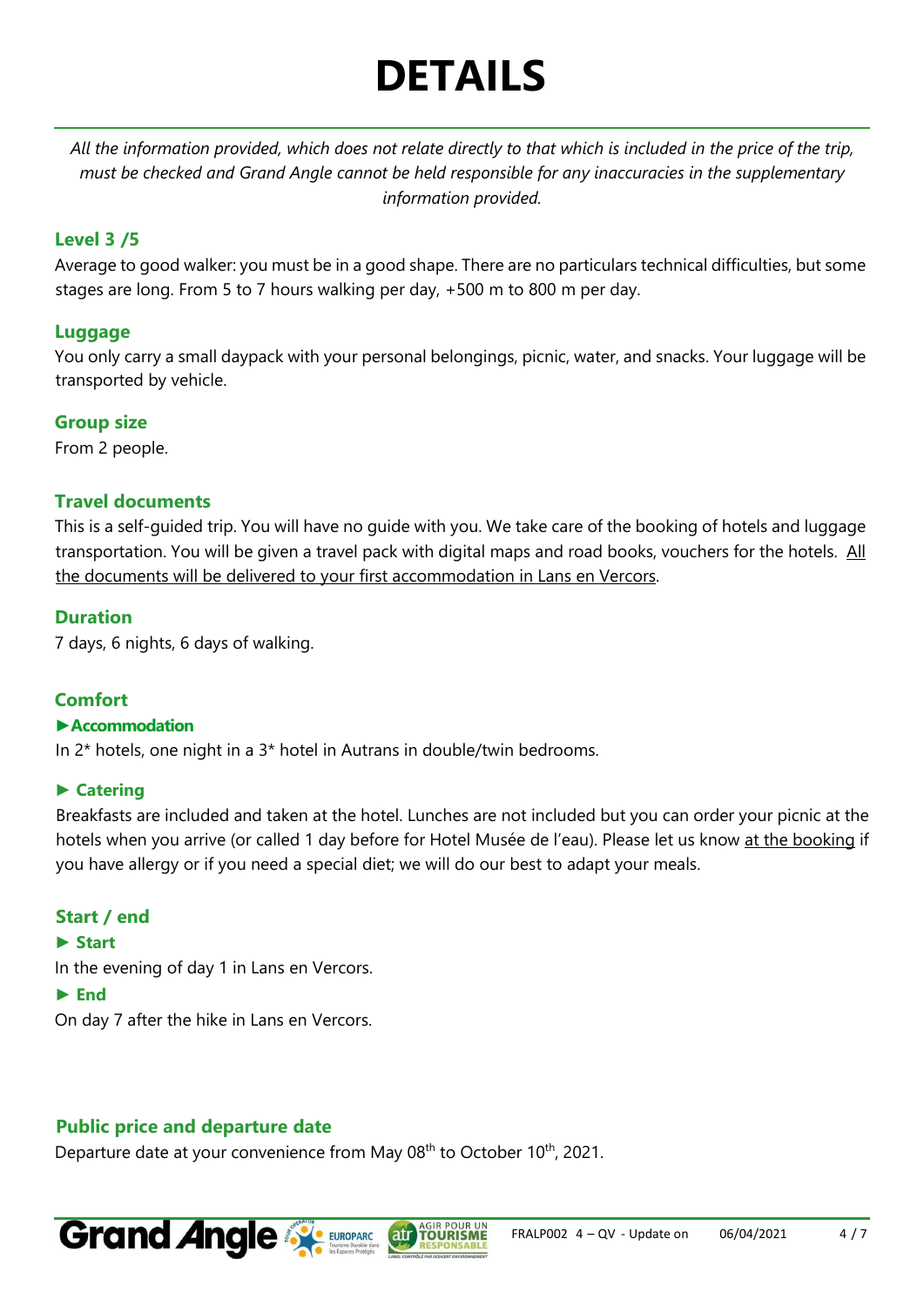# DETAILS

*All the information provided, which does not relate directly to that which is included in the price of the trip, must be checked and Grand Angle cannot be held responsible for any inaccuracies in the supplementary information provided.*

## Level 3 /5

Average to good walker: you must be in a good shape. There are no particulars technical difficulties, but some stages are long. From 5 to 7 hours walking per day, +500 m to 800 m per day.

## Luggage

You only carry a small daypack with your personal belongings, picnic, water, and snacks. Your luggage will be transported by vehicle.

## Group size

From 2 people.

## Travel documents

This is a self-guided trip. You will have no guide with you. We take care of the booking of hotels and luggage transportation. You will be given a travel pack with digital maps and road books, vouchers for the hotels. <u>All the documents will be delivered to your first accommodation in Lans en Vercors</u>.

## Duration

7 days, 6 nights, 6 days of walking.

## Comfort

### ► Accommodation

In 2* hotels, one night in a 3* hotel in Autrans in double/twin bedrooms.

### ► Catering

Breakfasts are included and taken at the hotel. Lunches are not included but you can order your picnic at the hotels when you arrive (or called 1 day before for Hotel Musée de l'eau). Please let us know <u>at the booking</u> if you have allergy or if you need a special diet; we will do our best to adapt your meals.

## Start / end

### ► Start

In the evening of day 1 in Lans en Vercors.

### ► End

On day 7 after the hike in Lans en Vercors.

## Public price and departure date

Departure date at your convenience from May 08th to October 10th, 2021.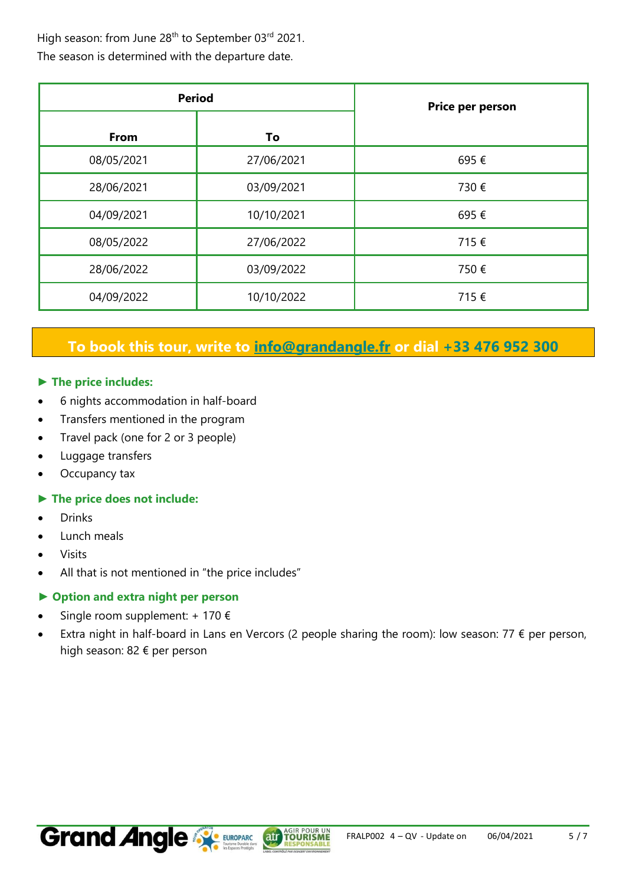High season: from June 28th to September 03rd 2021.
The season is determined with the departure date.

| Period | | Price per person |
|---|---|---|
| From | To | |
| 08/05/2021 | 27/06/2021 | 695 € |
| 28/06/2021 | 03/09/2021 | 730 € |
| 04/09/2021 | 10/10/2021 | 695 € |
| 08/05/2022 | 27/06/2022 | 715 € |
| 28/06/2022 | 03/09/2022 | 750 € |
| 04/09/2022 | 10/10/2022 | 715 € |

**To book this tour, write to info@grandangle.fr or dial +33 476 952 300**

### ► The price includes:

- 6 nights accommodation in half-board
- Transfers mentioned in the program
- Travel pack (one for 2 or 3 people)
- Luggage transfers
- Occupancy tax

### ► The price does not include:

- Drinks
- Lunch meals
- Visits
- All that is not mentioned in "the price includes"

### ► Option and extra night per person

- Single room supplement: + 170 €
- Extra night in half-board in Lans en Vercors (2 people sharing the room): low season: 77 € per person, high season: 82 € per person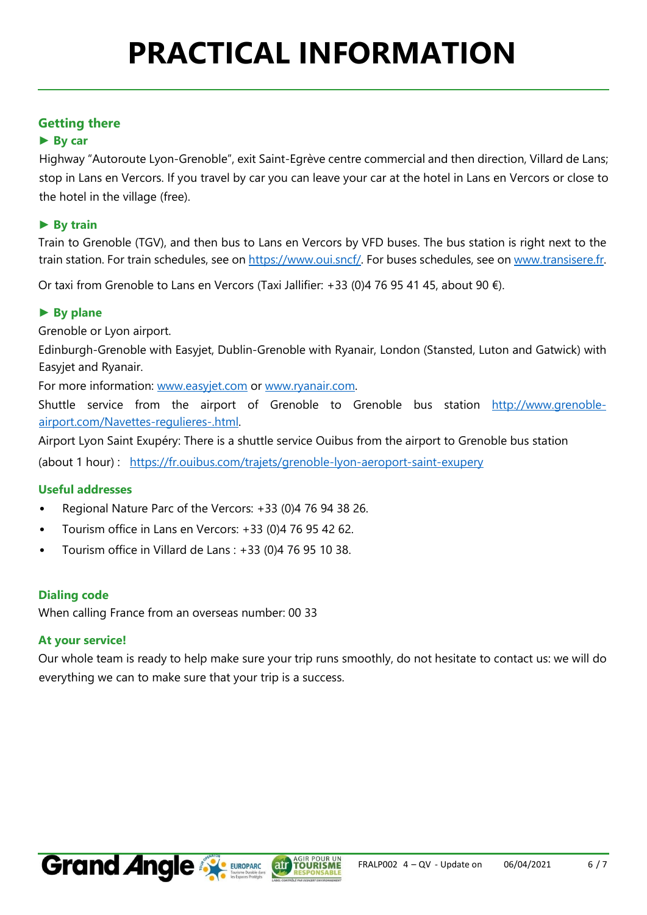# PRACTICAL INFORMATION

## Getting there

### ► By car

Highway "Autoroute Lyon-Grenoble", exit Saint-Egrève centre commercial and then direction, Villard de Lans; stop in Lans en Vercors. If you travel by car you can leave your car at the hotel in Lans en Vercors or close to the hotel in the village (free).

### ► By train

Train to Grenoble (TGV), and then bus to Lans en Vercors by VFD buses. The bus station is right next to the train station. For train schedules, see on https://www.oui.sncf/. For buses schedules, see on www.transisere.fr.

Or taxi from Grenoble to Lans en Vercors (Taxi Jallifier: +33 (0)4 76 95 41 45, about 90 €).

### ► By plane

Grenoble or Lyon airport.

Edinburgh-Grenoble with Easyjet, Dublin-Grenoble with Ryanair, London (Stansted, Luton and Gatwick) with Easyjet and Ryanair.

For more information: www.easyjet.com or www.ryanair.com.

Shuttle service from the airport of Grenoble to Grenoble bus station http://www.grenoble-airport.com/Navettes-regulieres-.html.

Airport Lyon Saint Exupéry: There is a shuttle service Ouibus from the airport to Grenoble bus station (about 1 hour) : https://fr.ouibus.com/trajets/grenoble-lyon-aeroport-saint-exupery

## Useful addresses

- Regional Nature Parc of the Vercors: +33 (0)4 76 94 38 26.
- Tourism office in Lans en Vercors: +33 (0)4 76 95 42 62.
- Tourism office in Villard de Lans : +33 (0)4 76 95 10 38.

## Dialing code

When calling France from an overseas number: 00 33

## At your service!

Our whole team is ready to help make sure your trip runs smoothly, do not hesitate to contact us: we will do everything we can to make sure that your trip is a success.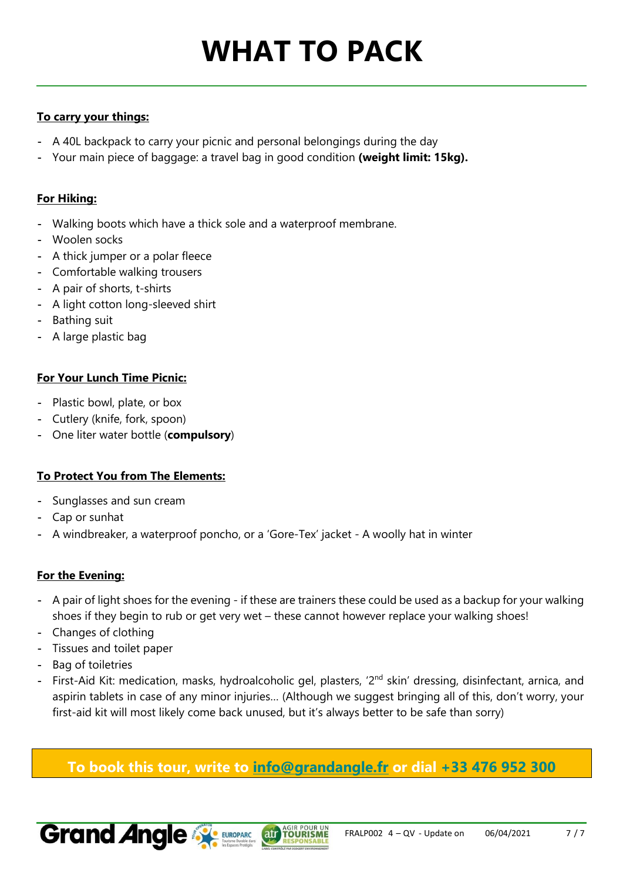# WHAT TO PACK

**To carry your things:**

- A 40L backpack to carry your picnic and personal belongings during the day
- Your main piece of baggage: a travel bag in good condition **(weight limit: 15kg).**

**For Hiking:**

- Walking boots which have a thick sole and a waterproof membrane.
- Woolen socks
- A thick jumper or a polar fleece
- Comfortable walking trousers
- A pair of shorts, t-shirts
- A light cotton long-sleeved shirt
- Bathing suit
- A large plastic bag

**For Your Lunch Time Picnic:**

- Plastic bowl, plate, or box
- Cutlery (knife, fork, spoon)
- One liter water bottle (**compulsory**)

**To Protect You from The Elements:**

- Sunglasses and sun cream
- Cap or sunhat
- A windbreaker, a waterproof poncho, or a 'Gore-Tex' jacket - A woolly hat in winter

**For the Evening:**

- A pair of light shoes for the evening - if these are trainers these could be used as a backup for your walking shoes if they begin to rub or get very wet – these cannot however replace your walking shoes!
- Changes of clothing
- Tissues and toilet paper
- Bag of toiletries
- First-Aid Kit: medication, masks, hydroalcoholic gel, plasters, '2nd skin' dressing, disinfectant, arnica, and aspirin tablets in case of any minor injuries… (Although we suggest bringing all of this, don't worry, your first-aid kit will most likely come back unused, but it's always better to be safe than sorry)

**To book this tour, write to info@grandangle.fr or dial +33 476 952 300**

FRALP002 4 – QV - Update on 06/04/2021